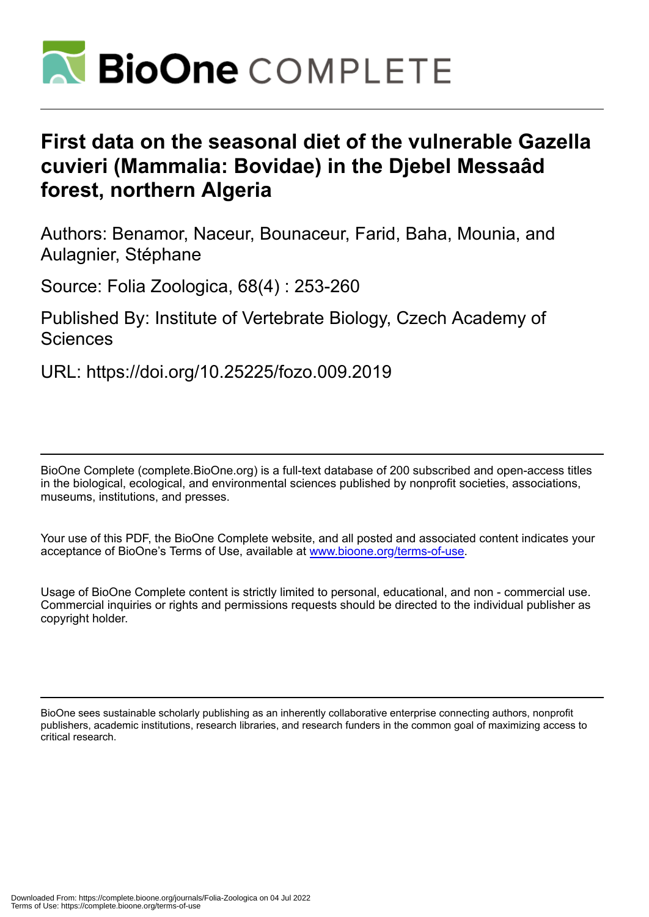# First data on the seasonal diet of the vulnerable Gazella cuvieri (Mammalia: Bovidae) in the Djebel Messaâd forest, northern Algeria

Authors: Benamor, Naceur, Bounaceur, Farid, Baha, Mounia, and Aulagnier, Stéphane

Source: Folia Zoologica, 68(4) : 253-260

Published By: Institute of Vertebrate Biology, Czech Academy of Sciences

URL: https://doi.org/10.25225/fozo.009.2019

BioOne Complete (complete.BioOne.org) is a full-text database of 200 subscribed and open-access titles in the biological, ecological, and environmental sciences published by nonprofit societies, associations, museums, institutions, and presses.

Your use of this PDF, the BioOne Complete website, and all posted and associated content indicates your acceptance of BioOne's Terms of Use, available at www.bioone.org/terms-of-use.

Usage of BioOne Complete content is strictly limited to personal, educational, and non - commercial use. Commercial inquiries or rights and permissions requests should be directed to the individual publisher as copyright holder.

BioOne sees sustainable scholarly publishing as an inherently collaborative enterprise connecting authors, nonprofit publishers, academic institutions, research libraries, and research funders in the common goal of maximizing access to critical research.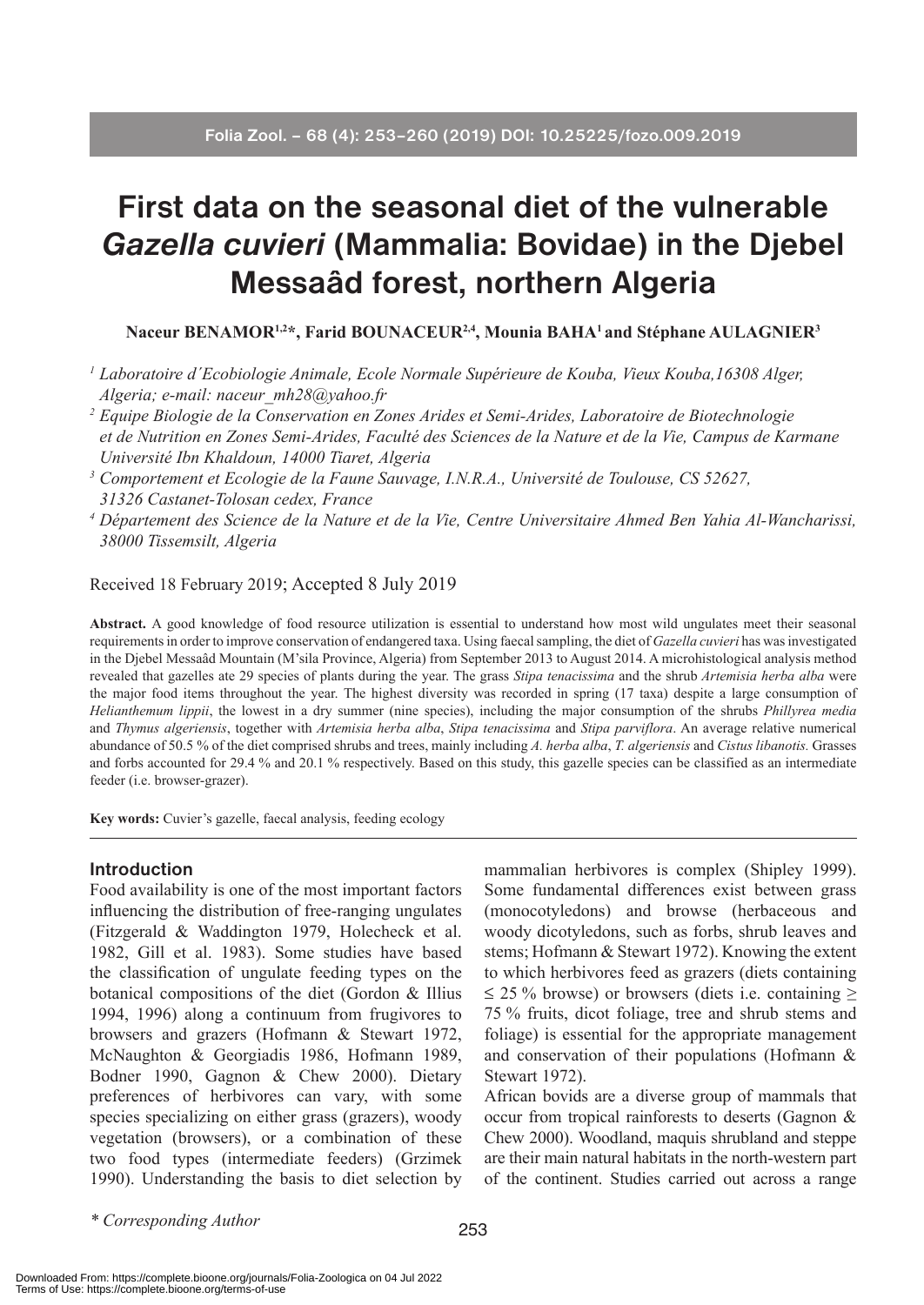# First data on the seasonal diet of the vulnerable *Gazella cuvieri* (Mammalia: Bovidae) in the Djebel Messaâd forest, northern Algeria

**Naceur BENAMOR[1,2]*, Farid BOUNACEUR[2,4], Mounia BAHA[1] and Stéphane AULAGNIER[3]**

[1] *Laboratoire d´Ecobiologie Animale, Ecole Normale Supérieure de Kouba, Vieux Kouba,16308 Alger, Algeria; e-mail: naceur_mh28@yahoo.fr*

[2] *Equipe Biologie de la Conservation en Zones Arides et Semi-Arides, Laboratoire de Biotechnologie et de Nutrition en Zones Semi-Arides, Faculté des Sciences de la Nature et de la Vie, Campus de Karmane Université Ibn Khaldoun, 14000 Tiaret, Algeria*

[3] *Comportement et Ecologie de la Faune Sauvage, I.N.R.A., Université de Toulouse, CS 52627, 31326 Castanet-Tolosan cedex, France*

[4] *Département des Science de la Nature et de la Vie, Centre Universitaire Ahmed Ben Yahia Al-Wancharissi, 38000 Tissemsilt, Algeria*

Received 18 February 2019; Accepted 8 July 2019

**Abstract.** A good knowledge of food resource utilization is essential to understand how most wild ungulates meet their seasonal requirements in order to improve conservation of endangered taxa. Using faecal sampling, the diet of *Gazella cuvieri* has was investigated in the Djebel Messaâd Mountain (M'sila Province, Algeria) from September 2013 to August 2014. A microhistological analysis method revealed that gazelles ate 29 species of plants during the year. The grass *Stipa tenacissima* and the shrub *Artemisia herba alba* were the major food items throughout the year. The highest diversity was recorded in spring (17 taxa) despite a large consumption of *Helianthemum lippii*, the lowest in a dry summer (nine species), including the major consumption of the shrubs *Phillyrea media* and *Thymus algeriensis*, together with *Artemisia herba alba*, *Stipa tenacissima* and *Stipa parviflora*. An average relative numerical abundance of 50.5 % of the diet comprised shrubs and trees, mainly including *A. herba alba*, *T. algeriensis* and *Cistus libanotis.* Grasses and forbs accounted for 29.4 % and 20.1 % respectively. Based on this study, this gazelle species can be classified as an intermediate feeder (i.e. browser-grazer).

**Key words:** Cuvier's gazelle, faecal analysis, feeding ecology

## Introduction

Food availability is one of the most important factors influencing the distribution of free-ranging ungulates (Fitzgerald & Waddington 1979, Holecheck et al. 1982, Gill et al. 1983). Some studies have based the classification of ungulate feeding types on the botanical compositions of the diet (Gordon & Illius 1994, 1996) along a continuum from frugivores to browsers and grazers (Hofmann & Stewart 1972, McNaughton & Georgiadis 1986, Hofmann 1989, Bodner 1990, Gagnon & Chew 2000). Dietary preferences of herbivores can vary, with some species specializing on either grass (grazers), woody vegetation (browsers), or a combination of these two food types (intermediate feeders) (Grzimek 1990). Understanding the basis to diet selection by mammalian herbivores is complex (Shipley 1999). Some fundamental differences exist between grass (monocotyledons) and browse (herbaceous and woody dicotyledons, such as forbs, shrub leaves and stems; Hofmann & Stewart 1972). Knowing the extent to which herbivores feed as grazers (diets containing ≤ 25 % browse) or browsers (diets i.e. containing ≥ 75 % fruits, dicot foliage, tree and shrub stems and foliage) is essential for the appropriate management and conservation of their populations (Hofmann & Stewart 1972).

African bovids are a diverse group of mammals that occur from tropical rainforests to deserts (Gagnon & Chew 2000). Woodland, maquis shrubland and steppe are their main natural habitats in the north-western part of the continent. Studies carried out across a range

\* *Corresponding Author*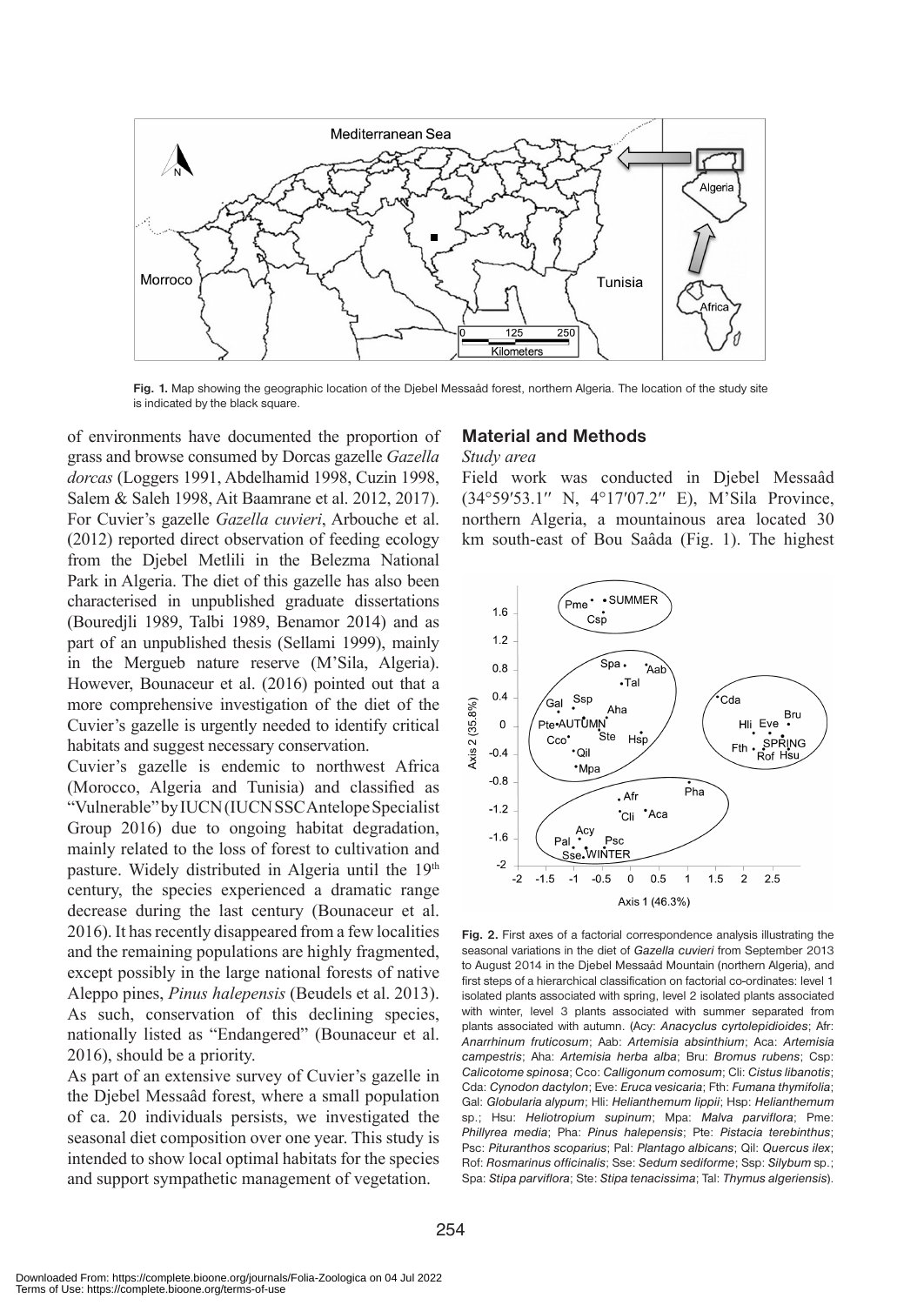Fig. 1. Map showing the geographic location of the Djebel Messaâd forest, northern Algeria. The location of the study site is indicated by the black square.

of environments have documented the proportion of grass and browse consumed by Dorcas gazelle *Gazella dorcas* (Loggers 1991, Abdelhamid 1998, Cuzin 1998, Salem & Saleh 1998, Ait Baamrane et al. 2012, 2017). For Cuvier's gazelle *Gazella cuvieri*, Arbouche et al. (2012) reported direct observation of feeding ecology from the Djebel Metlili in the Belezma National Park in Algeria. The diet of this gazelle has also been characterised in unpublished graduate dissertations (Bouredjli 1989, Talbi 1989, Benamor 2014) and as part of an unpublished thesis (Sellami 1999), mainly in the Mergueb nature reserve (M'Sila, Algeria). However, Bounaceur et al. (2016) pointed out that a more comprehensive investigation of the diet of the Cuvier's gazelle is urgently needed to identify critical habitats and suggest necessary conservation.

Cuvier's gazelle is endemic to northwest Africa (Morocco, Algeria and Tunisia) and classified as "Vulnerable" by IUCN (IUCN SSC Antelope Specialist Group 2016) due to ongoing habitat degradation, mainly related to the loss of forest to cultivation and pasture. Widely distributed in Algeria until the 19th century, the species experienced a dramatic range decrease during the last century (Bounaceur et al. 2016). It has recently disappeared from a few localities and the remaining populations are highly fragmented, except possibly in the large national forests of native Aleppo pines, *Pinus halepensis* (Beudels et al. 2013). As such, conservation of this declining species, nationally listed as "Endangered" (Bounaceur et al. 2016), should be a priority.

As part of an extensive survey of Cuvier's gazelle in the Djebel Messaâd forest, where a small population of ca. 20 individuals persists, we investigated the seasonal diet composition over one year. This study is intended to show local optimal habitats for the species and support sympathetic management of vegetation.

## Material and Methods

### *Study area*

Field work was conducted in Djebel Messaâd (34°59′53.1″ N, 4°17′07.2″ E), M'Sila Province, northern Algeria, a mountainous area located 30 km south-east of Bou Saâda (Fig. 1). The highest

Fig. 2. First axes of a factorial correspondence analysis illustrating the seasonal variations in the diet of *Gazella cuvieri* from September 2013 to August 2014 in the Djebel Messaâd Mountain (northern Algeria), and first steps of a hierarchical classification on factorial co-ordinates: level 1 isolated plants associated with spring, level 2 isolated plants associated with winter, level 3 plants associated with summer separated from plants associated with autumn. (Acy: *Anacyclus cyrtolepidioides*; Afr: *Anarrhinum fruticosum*; Aab: *Artemisia absinthium*; Aca: *Artemisia campestris*; Aha: *Artemisia herba alba*; Bru: *Bromus rubens*; Csp: *Calicotome spinosa*; Cco: *Calligonum comosum*; Cli: *Cistus libanotis*; Cda: *Cynodon dactylon*; Eve: *Eruca vesicaria*; Fth: *Fumana thymifolia*; Gal: *Globularia alypum*; Hli: *Helianthemum lippii*; Hsp: *Helianthemum* sp.; Hsu: *Heliotropium supinum*; Mpa: *Malva parviflora*; Pme: *Phillyrea media*; Pha: *Pinus halepensis*; Pte: *Pistacia terebinthus*; Psc: *Pituranthos scoparius*; Pal: *Plantago albicans*; Qil: *Quercus ilex*; Rof: *Rosmarinus officinalis*; Sse: *Sedum sediforme*; Ssp: *Silybum* sp.; Spa: *Stipa parviflora*; Ste: *Stipa tenacissima*; Tal: *Thymus algeriensis*).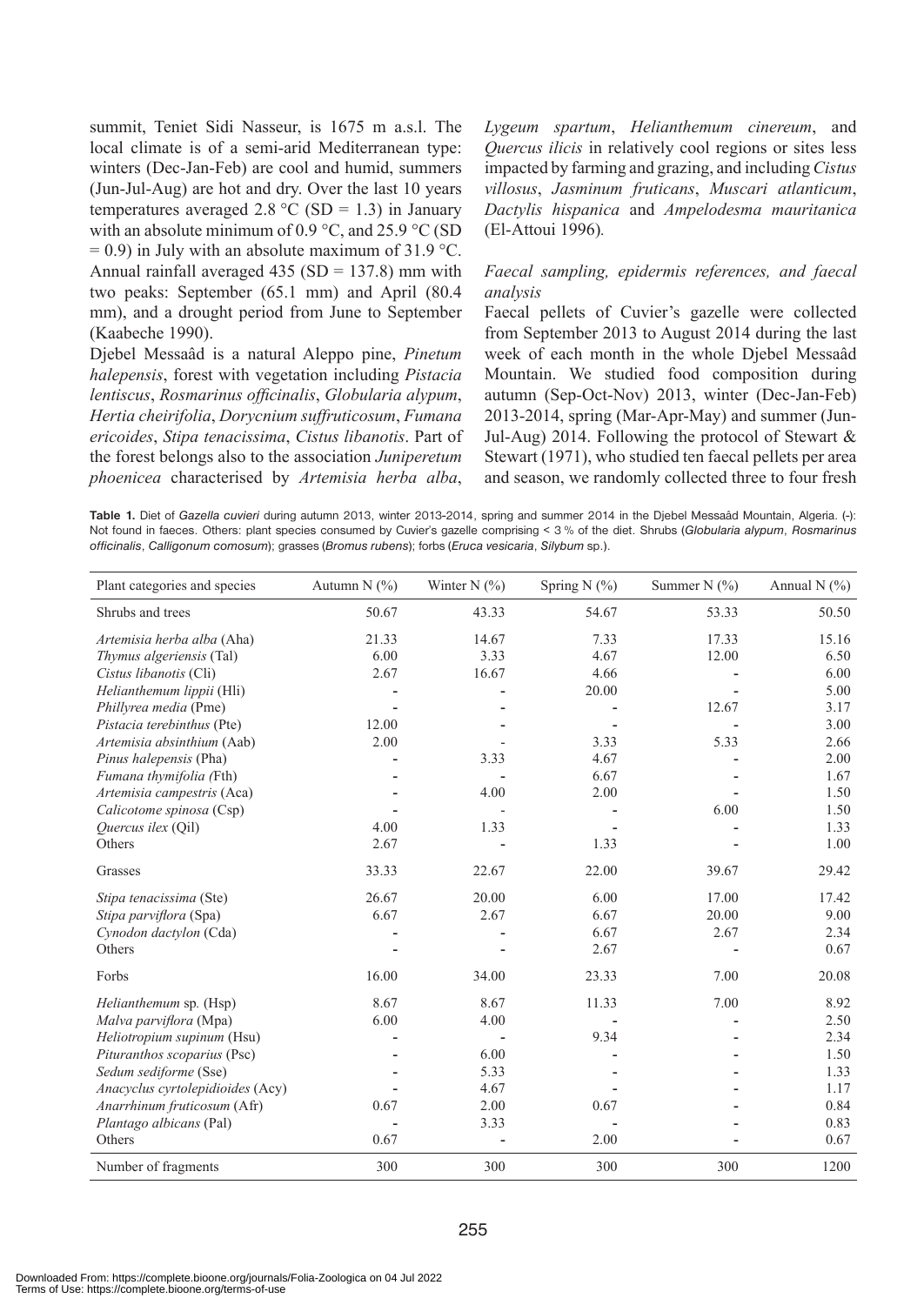summit, Teniet Sidi Nasseur, is 1675 m a.s.l. The local climate is of a semi-arid Mediterranean type: winters (Dec-Jan-Feb) are cool and humid, summers (Jun-Jul-Aug) are hot and dry. Over the last 10 years temperatures averaged 2.8 °C (SD = 1.3) in January with an absolute minimum of 0.9 °C, and 25.9 °C (SD = 0.9) in July with an absolute maximum of 31.9 °C. Annual rainfall averaged 435 (SD = 137.8) mm with two peaks: September (65.1 mm) and April (80.4 mm), and a drought period from June to September (Kaabeche 1990).

Djebel Messaâd is a natural Aleppo pine, *Pinetum halepensis*, forest with vegetation including *Pistacia lentiscus*, *Rosmarinus officinalis*, *Globularia alypum*, *Hertia cheirifolia*, *Dorycnium suffruticosum*, *Fumana ericoides*, *Stipa tenacissima*, *Cistus libanotis*. Part of the forest belongs also to the association *Juniperetum phoenicea* characterised by *Artemisia herba alba*, *Lygeum spartum*, *Helianthemum cinereum*, and *Quercus ilicis* in relatively cool regions or sites less impacted by farming and grazing, and including *Cistus villosus*, *Jasminum fruticans*, *Muscari atlanticum*, *Dactylis hispanica* and *Ampelodesma mauritanica* (El-Attoui 1996).

### *Faecal sampling, epidermis references, and faecal analysis*

Faecal pellets of Cuvier's gazelle were collected from September 2013 to August 2014 during the last week of each month in the whole Djebel Messaâd Mountain. We studied food composition during autumn (Sep-Oct-Nov) 2013, winter (Dec-Jan-Feb) 2013-2014, spring (Mar-Apr-May) and summer (Jun-Jul-Aug) 2014. Following the protocol of Stewart & Stewart (1971), who studied ten faecal pellets per area and season, we randomly collected three to four fresh

**Table 1.** Diet of *Gazella cuvieri* during autumn 2013, winter 2013-2014, spring and summer 2014 in the Djebel Messaâd Mountain, Algeria. (-): Not found in faeces. Others: plant species consumed by Cuvier's gazelle comprising < 3 % of the diet. Shrubs (*Globularia alypum*, *Rosmarinus officinalis*, *Calligonum comosum*); grasses (*Bromus rubens*); forbs (*Eruca vesicaria*, *Silybum* sp.).

| Plant categories and species | Autumn N (%) | Winter N (%) | Spring N (%) | Summer N (%) | Annual N (%) |
|---|---|---|---|---|---|
| Shrubs and trees | 50.67 | 43.33 | 54.67 | 53.33 | 50.50 |
| *Artemisia herba alba* (Aha) | 21.33 | 14.67 | 7.33 | 17.33 | 15.16 |
| *Thymus algeriensis* (Tal) | 6.00 | 3.33 | 4.67 | 12.00 | 6.50 |
| *Cistus libanotis* (Cli) | 2.67 | 16.67 | 4.66 | - | 6.00 |
| *Helianthemum lippii* (Hli) | - | - | 20.00 | - | 5.00 |
| *Phillyrea media* (Pme) | - | - | - | 12.67 | 3.17 |
| *Pistacia terebinthus* (Pte) | 12.00 | - | - | - | 3.00 |
| *Artemisia absinthium* (Aab) | 2.00 | - | 3.33 | 5.33 | 2.66 |
| *Pinus halepensis* (Pha) | - | 3.33 | 4.67 | - | 2.00 |
| *Fumana thymifolia* (Fth) | - | - | 6.67 | - | 1.67 |
| *Artemisia campestris* (Aca) | - | 4.00 | 2.00 | - | 1.50 |
| *Calicotome spinosa* (Csp) | - | - | - | 6.00 | 1.50 |
| *Quercus ilex* (Qil) | 4.00 | 1.33 | - | - | 1.33 |
| Others | 2.67 | - | 1.33 | - | 1.00 |
| Grasses | 33.33 | 22.67 | 22.00 | 39.67 | 29.42 |
| *Stipa tenacissima* (Ste) | 26.67 | 20.00 | 6.00 | 17.00 | 17.42 |
| *Stipa parviflora* (Spa) | 6.67 | 2.67 | 6.67 | 20.00 | 9.00 |
| *Cynodon dactylon* (Cda) | - | - | 6.67 | 2.67 | 2.34 |
| Others | - | - | 2.67 | - | 0.67 |
| Forbs | 16.00 | 34.00 | 23.33 | 7.00 | 20.08 |
| *Helianthemum* sp. (Hsp) | 8.67 | 8.67 | 11.33 | 7.00 | 8.92 |
| *Malva parviflora* (Mpa) | 6.00 | 4.00 | - | - | 2.50 |
| *Heliotropium supinum* (Hsu) | - | - | 9.34 | - | 2.34 |
| *Pituranthos scoparius* (Psc) | - | 6.00 | - | - | 1.50 |
| *Sedum sediforme* (Sse) | - | 5.33 | - | - | 1.33 |
| *Anacyclus cyrtolepidioides* (Acy) | - | 4.67 | - | - | 1.17 |
| *Anarrhinum fruticosum* (Afr) | 0.67 | 2.00 | 0.67 | - | 0.84 |
| *Plantago albicans* (Pal) | - | 3.33 | - | - | 0.83 |
| Others | 0.67 | - | 2.00 | - | 0.67 |
| Number of fragments | 300 | 300 | 300 | 300 | 1200 |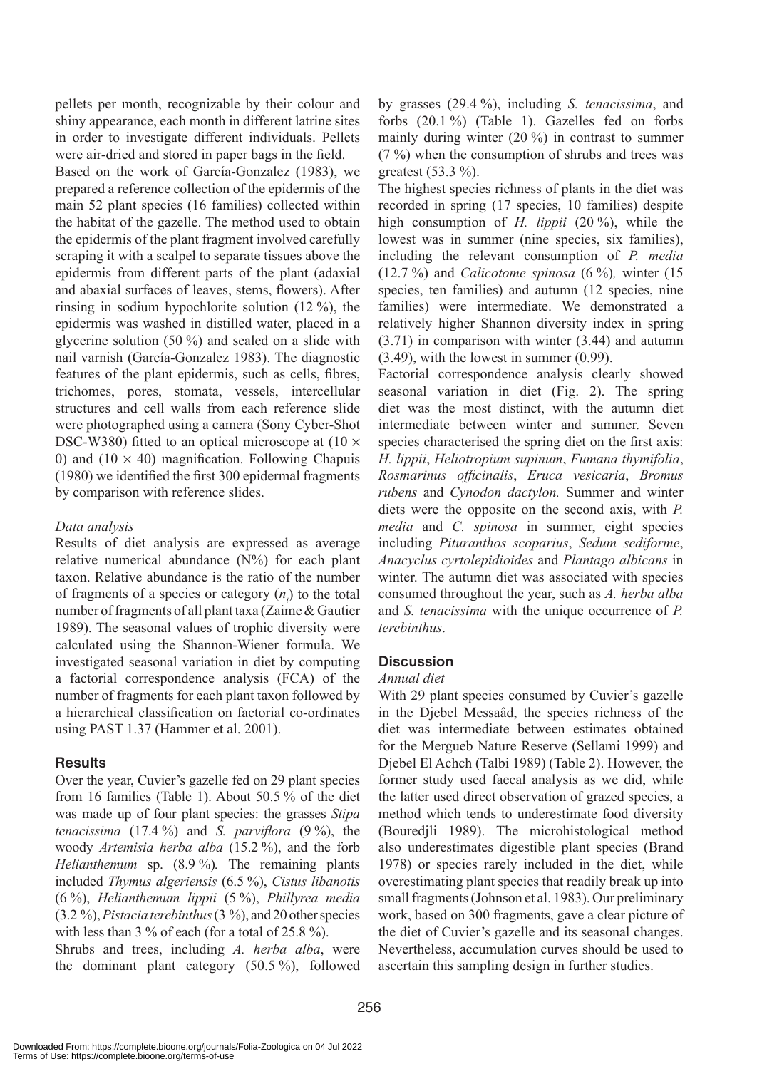pellets per month, recognizable by their colour and shiny appearance, each month in different latrine sites in order to investigate different individuals. Pellets were air-dried and stored in paper bags in the field.

Based on the work of García-Gonzalez (1983), we prepared a reference collection of the epidermis of the main 52 plant species (16 families) collected within the habitat of the gazelle. The method used to obtain the epidermis of the plant fragment involved carefully scraping it with a scalpel to separate tissues above the epidermis from different parts of the plant (adaxial and abaxial surfaces of leaves, stems, flowers). After rinsing in sodium hypochlorite solution (12 %), the epidermis was washed in distilled water, placed in a glycerine solution (50 %) and sealed on a slide with nail varnish (García-Gonzalez 1983). The diagnostic features of the plant epidermis, such as cells, fibres, trichomes, pores, stomata, vessels, intercellular structures and cell walls from each reference slide were photographed using a camera (Sony Cyber-Shot DSC-W380) fitted to an optical microscope at (10 × 0) and (10 × 40) magnification. Following Chapuis (1980) we identified the first 300 epidermal fragments by comparison with reference slides.

*Data analysis*

Results of diet analysis are expressed as average relative numerical abundance (N%) for each plant taxon. Relative abundance is the ratio of the number of fragments of a species or category ($n_i$) to the total number of fragments of all plant taxa (Zaime & Gautier 1989). The seasonal values of trophic diversity were calculated using the Shannon-Wiener formula. We investigated seasonal variation in diet by computing a factorial correspondence analysis (FCA) of the number of fragments for each plant taxon followed by a hierarchical classification on factorial co-ordinates using PAST 1.37 (Hammer et al. 2001).

## Results

Over the year, Cuvier's gazelle fed on 29 plant species from 16 families (Table 1). About 50.5 % of the diet was made up of four plant species: the grasses *Stipa tenacissima* (17.4 %) and *S. parviflora* (9 %), the woody *Artemisia herba alba* (15.2 %), and the forb *Helianthemum* sp. (8.9 %). The remaining plants included *Thymus algeriensis* (6.5 %), *Cistus libanotis* (6 %), *Helianthemum lippii* (5 %), *Phillyrea media* (3.2 %), *Pistacia terebinthus* (3 %), and 20 other species with less than 3 % of each (for a total of 25.8 %).

Shrubs and trees, including *A. herba alba*, were the dominant plant category (50.5 %), followed by grasses (29.4 %), including *S. tenacissima*, and forbs (20.1 %) (Table 1). Gazelles fed on forbs mainly during winter (20 %) in contrast to summer (7 %) when the consumption of shrubs and trees was greatest (53.3 %).

The highest species richness of plants in the diet was recorded in spring (17 species, 10 families) despite high consumption of *H. lippii* (20 %), while the lowest was in summer (nine species, six families), including the relevant consumption of *P. media* (12.7 %) and *Calicotome spinosa* (6 %), winter (15 species, ten families) and autumn (12 species, nine families) were intermediate. We demonstrated a relatively higher Shannon diversity index in spring (3.71) in comparison with winter (3.44) and autumn (3.49), with the lowest in summer (0.99).

Factorial correspondence analysis clearly showed seasonal variation in diet (Fig. 2). The spring diet was the most distinct, with the autumn diet intermediate between winter and summer. Seven species characterised the spring diet on the first axis: *H. lippii*, *Heliotropium supinum*, *Fumana thymifolia*, *Rosmarinus officinalis*, *Eruca vesicaria*, *Bromus rubens* and *Cynodon dactylon.* Summer and winter diets were the opposite on the second axis, with *P. media* and *C. spinosa* in summer, eight species including *Pituranthos scoparius*, *Sedum sediforme*, *Anacyclus cyrtolepidioides* and *Plantago albicans* in winter. The autumn diet was associated with species consumed throughout the year, such as *A. herba alba* and *S. tenacissima* with the unique occurrence of *P. terebinthus*.

## Discussion

*Annual diet*

With 29 plant species consumed by Cuvier's gazelle in the Djebel Messaâd, the species richness of the diet was intermediate between estimates obtained for the Mergueb Nature Reserve (Sellami 1999) and Djebel El Achch (Talbi 1989) (Table 2). However, the former study used faecal analysis as we did, while the latter used direct observation of grazed species, a method which tends to underestimate food diversity (Bouredjli 1989). The microhistological method also underestimates digestible plant species (Brand 1978) or species rarely included in the diet, while overestimating plant species that readily break up into small fragments (Johnson et al. 1983). Our preliminary work, based on 300 fragments, gave a clear picture of the diet of Cuvier's gazelle and its seasonal changes. Nevertheless, accumulation curves should be used to ascertain this sampling design in further studies.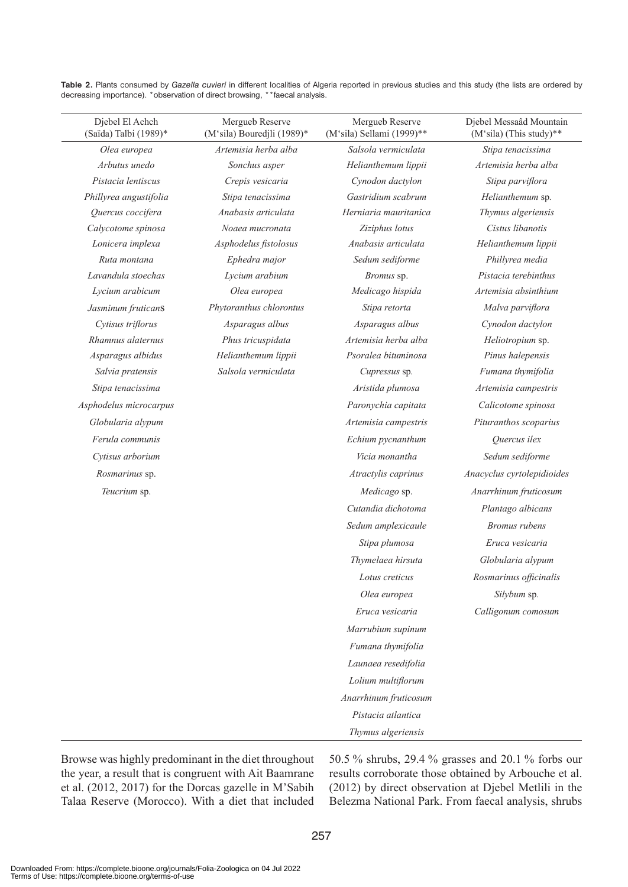**Table 2.** Plants consumed by *Gazella cuvieri* in different localities of Algeria reported in previous studies and this study (the lists are ordered by decreasing importance). *observation of direct browsing, **faecal analysis.

| Djebel El Achch (Saïda) Talbi (1989)* | Mergueb Reserve (M'sila) Bouredjli (1989)* | Mergueb Reserve (M'sila) Sellami (1999)** | Djebel Messaâd Mountain (M'sila) (This study)** |
|---|---|---|---|
| *Olea europea* | *Artemisia herba alba* | *Salsola vermiculata* | *Stipa tenacissima* |
| *Arbutus unedo* | *Sonchus asper* | *Helianthemum lippii* | *Artemisia herba alba* |
| *Pistacia lentiscus* | *Crepis vesicaria* | *Cynodon dactylon* | *Stipa parviflora* |
| *Phillyrea angustifolia* | *Stipa tenacissima* | *Gastridium scabrum* | *Helianthemum* sp. |
| *Quercus coccifera* | *Anabasis articulata* | *Herniaria mauritanica* | *Thymus algeriensis* |
| *Calycotome spinosa* | *Noaea mucronata* | *Ziziphus lotus* | *Cistus libanotis* |
| *Lonicera implexa* | *Asphodelus fistolosus* | *Anabasis articulata* | *Helianthemum lippii* |
| *Ruta montana* | *Ephedra major* | *Sedum sediforme* | *Phillyrea media* |
| *Lavandula stoechas* | *Lycium arabium* | *Bromus* sp. | *Pistacia terebinthus* |
| *Lycium arabicum* | *Olea europea* | *Medicago hispida* | *Artemisia absinthium* |
| *Jasminum fruticans* | *Phytoranthus chlorontus* | *Stipa retorta* | *Malva parviflora* |
| *Cytisus triflorus* | *Asparagus albus* | *Asparagus albus* | *Cynodon dactylon* |
| *Rhamnus alaternus* | *Phus tricuspidata* | *Artemisia herba alba* | *Heliotropium* sp. |
| *Asparagus albidus* | *Helianthemum lippii* | *Psoralea bituminosa* | *Pinus halepensis* |
| *Salvia pratensis* | *Salsola vermiculata* | *Cupressus* sp. | *Fumana thymifolia* |
| *Stipa tenacissima* | | *Aristida plumosa* | *Artemisia campestris* |
| *Asphodelus microcarpus* | | *Paronychia capitata* | *Calicotome spinosa* |
| *Globularia alypum* | | *Artemisia campestris* | *Pituranthos scoparius* |
| *Ferula communis* | | *Echium pycnanthum* | *Quercus ilex* |
| *Cytisus arborium* | | *Vicia monantha* | *Sedum sediforme* |
| *Rosmarinus* sp. | | *Atractylis caprinus* | *Anacyclus cyrtolepidioides* |
| *Teucrium* sp. | | *Medicago* sp. | *Anarrhinum fruticosum* |
| | | *Cutandia dichotoma* | *Plantago albicans* |
| | | *Sedum amplexicaule* | *Bromus rubens* |
| | | *Stipa plumosa* | *Eruca vesicaria* |
| | | *Thymelaea hirsuta* | *Globularia alypum* |
| | | *Lotus creticus* | *Rosmarinus officinalis* |
| | | *Olea europea* | *Silybum* sp. |
| | | *Eruca vesicaria* | *Calligonum comosum* |
| | | *Marrubium supinum* | |
| | | *Fumana thymifolia* | |
| | | *Launaea resedifolia* | |
| | | *Lolium multiflorum* | |
| | | *Anarrhinum fruticosum* | |
| | | *Pistacia atlantica* | |
| | | *Thymus algeriensis* | |

Browse was highly predominant in the diet throughout the year, a result that is congruent with Ait Baamrane et al. (2012, 2017) for the Dorcas gazelle in M'Sabih Talaa Reserve (Morocco). With a diet that included 50.5 % shrubs, 29.4 % grasses and 20.1 % forbs our results corroborate those obtained by Arbouche et al. (2012) by direct observation at Djebel Metlili in the Belezma National Park. From faecal analysis, shrubs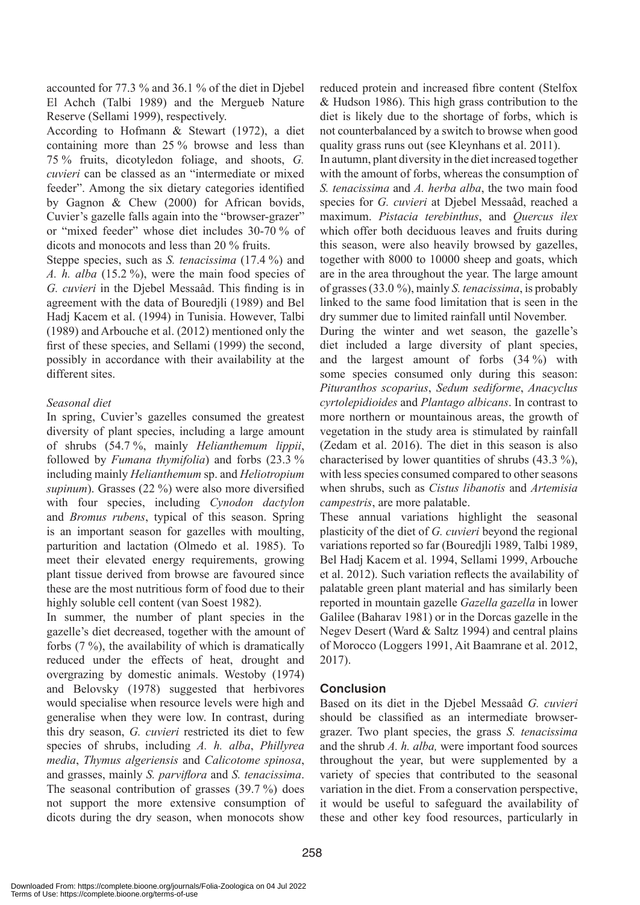accounted for 77.3 % and 36.1 % of the diet in Djebel El Achch (Talbi 1989) and the Mergueb Nature Reserve (Sellami 1999), respectively.

According to Hofmann & Stewart (1972), a diet containing more than 25 % browse and less than 75 % fruits, dicotyledon foliage, and shoots, *G. cuvieri* can be classed as an "intermediate or mixed feeder". Among the six dietary categories identified by Gagnon & Chew (2000) for African bovids, Cuvier's gazelle falls again into the "browser-grazer" or "mixed feeder" whose diet includes 30-70 % of dicots and monocots and less than 20 % fruits.

Steppe species, such as *S. tenacissima* (17.4 %) and *A. h. alba* (15.2 %), were the main food species of *G. cuvieri* in the Djebel Messaâd. This finding is in agreement with the data of Bouredjli (1989) and Bel Hadj Kacem et al. (1994) in Tunisia. However, Talbi (1989) and Arbouche et al. (2012) mentioned only the first of these species, and Sellami (1999) the second, possibly in accordance with their availability at the different sites.

*Seasonal diet*

In spring, Cuvier's gazelles consumed the greatest diversity of plant species, including a large amount of shrubs (54.7 %, mainly *Helianthemum lippii*, followed by *Fumana thymifolia*) and forbs (23.3 % including mainly *Helianthemum* sp. and *Heliotropium supinum*). Grasses (22 %) were also more diversified with four species, including *Cynodon dactylon* and *Bromus rubens*, typical of this season. Spring is an important season for gazelles with moulting, parturition and lactation (Olmedo et al. 1985). To meet their elevated energy requirements, growing plant tissue derived from browse are favoured since these are the most nutritious form of food due to their highly soluble cell content (van Soest 1982).

In summer, the number of plant species in the gazelle's diet decreased, together with the amount of forbs (7 %), the availability of which is dramatically reduced under the effects of heat, drought and overgrazing by domestic animals. Westoby (1974) and Belovsky (1978) suggested that herbivores would specialise when resource levels were high and generalise when they were low. In contrast, during this dry season, *G. cuvieri* restricted its diet to few species of shrubs, including *A. h. alba*, *Phillyrea media*, *Thymus algeriensis* and *Calicotome spinosa*, and grasses, mainly *S. parviflora* and *S. tenacissima*. The seasonal contribution of grasses (39.7 %) does not support the more extensive consumption of dicots during the dry season, when monocots show reduced protein and increased fibre content (Stelfox & Hudson 1986). This high grass contribution to the diet is likely due to the shortage of forbs, which is not counterbalanced by a switch to browse when good quality grass runs out (see Kleynhans et al. 2011).

In autumn, plant diversity in the diet increased together with the amount of forbs, whereas the consumption of *S. tenacissima* and *A. herba alba*, the two main food species for *G. cuvieri* at Djebel Messaâd, reached a maximum. *Pistacia terebinthus*, and *Quercus ilex* which offer both deciduous leaves and fruits during this season, were also heavily browsed by gazelles, together with 8000 to 10000 sheep and goats, which are in the area throughout the year. The large amount of grasses (33.0 %), mainly *S. tenacissima*, is probably linked to the same food limitation that is seen in the dry summer due to limited rainfall until November.

During the winter and wet season, the gazelle's diet included a large diversity of plant species, and the largest amount of forbs (34 %) with some species consumed only during this season: *Pituranthos scoparius*, *Sedum sediforme*, *Anacyclus cyrtolepidioides* and *Plantago albicans*. In contrast to more northern or mountainous areas, the growth of vegetation in the study area is stimulated by rainfall (Zedam et al. 2016). The diet in this season is also characterised by lower quantities of shrubs (43.3 %), with less species consumed compared to other seasons when shrubs, such as *Cistus libanotis* and *Artemisia campestris*, are more palatable.

These annual variations highlight the seasonal plasticity of the diet of *G. cuvieri* beyond the regional variations reported so far (Bouredjli 1989, Talbi 1989, Bel Hadj Kacem et al. 1994, Sellami 1999, Arbouche et al. 2012). Such variation reflects the availability of palatable green plant material and has similarly been reported in mountain gazelle *Gazella gazella* in lower Galilee (Baharav 1981) or in the Dorcas gazelle in the Negev Desert (Ward & Saltz 1994) and central plains of Morocco (Loggers 1991, Ait Baamrane et al. 2012, 2017).

## Conclusion

Based on its diet in the Djebel Messaâd *G. cuvieri* should be classified as an intermediate browser-grazer. Two plant species, the grass *S. tenacissima* and the shrub *A. h. alba,* were important food sources throughout the year, but were supplemented by a variety of species that contributed to the seasonal variation in the diet. From a conservation perspective, it would be useful to safeguard the availability of these and other key food resources, particularly in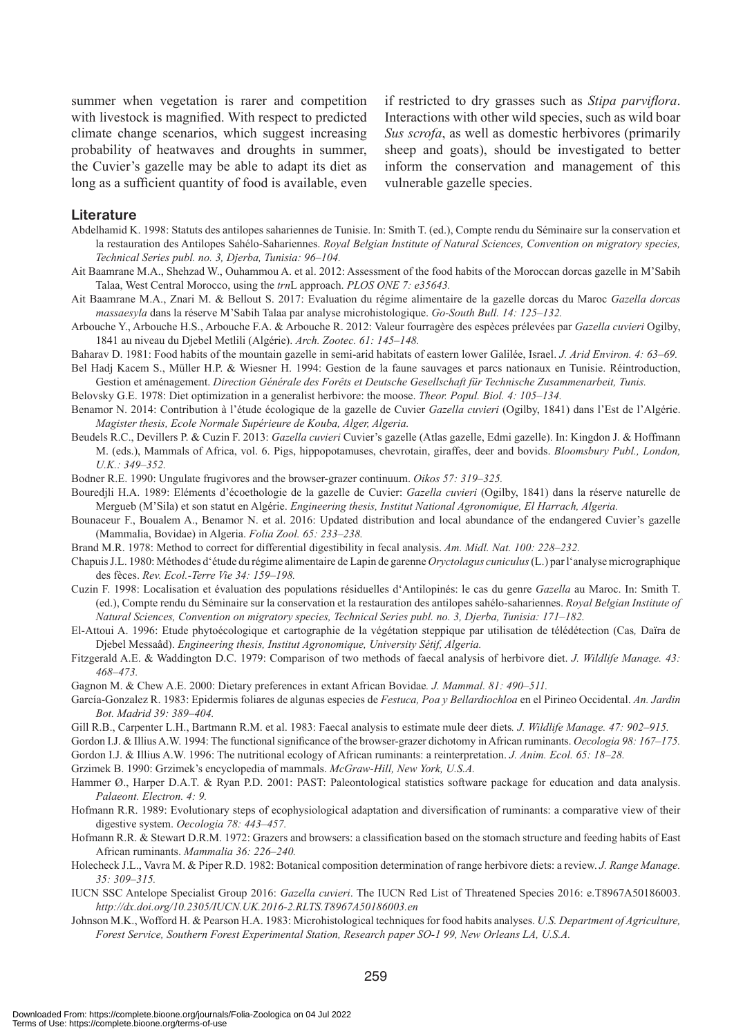summer when vegetation is rarer and competition with livestock is magnified. With respect to predicted climate change scenarios, which suggest increasing probability of heatwaves and droughts in summer, the Cuvier's gazelle may be able to adapt its diet as long as a sufficient quantity of food is available, even if restricted to dry grasses such as *Stipa parviflora*. Interactions with other wild species, such as wild boar *Sus scrofa*, as well as domestic herbivores (primarily sheep and goats), should be investigated to better inform the conservation and management of this vulnerable gazelle species.

## Literature

Abdelhamid K. 1998: Statuts des antilopes sahariennes de Tunisie. In: Smith T. (ed.), Compte rendu du Séminaire sur la conservation et la restauration des Antilopes Sahélo-Sahariennes. *Royal Belgian Institute of Natural Sciences, Convention on migratory species, Technical Series publ. no. 3, Djerba, Tunisia: 96–104.*

Ait Baamrane M.A., Shehzad W., Ouhammou A. et al. 2012: Assessment of the food habits of the Moroccan dorcas gazelle in M'Sabih Talaa, West Central Morocco, using the *trn*L approach. *PLOS ONE 7: e35643.*

Ait Baamrane M.A., Znari M. & Bellout S. 2017: Evaluation du régime alimentaire de la gazelle dorcas du Maroc *Gazella dorcas massaesyla* dans la réserve M'Sabih Talaa par analyse microhistologique. *Go-South Bull. 14: 125–132.*

Arbouche Y., Arbouche H.S., Arbouche F.A. & Arbouche R. 2012: Valeur fourragère des espèces prélevées par *Gazella cuvieri* Ogilby, 1841 au niveau du Djebel Metlili (Algérie). *Arch. Zootec. 61: 145–148.*

Baharav D. 1981: Food habits of the mountain gazelle in semi-arid habitats of eastern lower Galilée, Israel. *J. Arid Environ. 4: 63–69.*

Bel Hadj Kacem S., Müller H.P. & Wiesner H. 1994: Gestion de la faune sauvages et parcs nationaux en Tunisie. Réintroduction, Gestion et aménagement. *Direction Générale des Forêts et Deutsche Gesellschaft für Technische Zusammenarbeit, Tunis.*

Belovsky G.E. 1978: Diet optimization in a generalist herbivore: the moose. *Theor. Popul. Biol. 4: 105–134.*

Benamor N. 2014: Contribution à l'étude écologique de la gazelle de Cuvier *Gazella cuvieri* (Ogilby, 1841) dans l'Est de l'Algérie. *Magister thesis, Ecole Normale Supérieure de Kouba, Alger, Algeria.*

Beudels R.C., Devillers P. & Cuzin F. 2013: *Gazella cuvieri* Cuvier's gazelle (Atlas gazelle, Edmi gazelle). In: Kingdon J. & Hoffmann M. (eds.), Mammals of Africa, vol. 6. Pigs, hippopotamuses, chevrotain, giraffes, deer and bovids. *Bloomsbury Publ., London, U.K.: 349–352.*

Bodner R.E. 1990: Ungulate frugivores and the browser-grazer continuum. *Oikos 57: 319–325.*

Bouredjli H.A. 1989: Eléments d'écoethologie de la gazelle de Cuvier: *Gazella cuvieri* (Ogilby, 1841) dans la réserve naturelle de Mergueb (M'Sila) et son statut en Algérie. *Engineering thesis, Institut National Agronomique, El Harrach, Algeria.*

Bounaceur F., Boualem A., Benamor N. et al. 2016: Updated distribution and local abundance of the endangered Cuvier's gazelle (Mammalia, Bovidae) in Algeria. *Folia Zool. 65: 233–238.*

Brand M.R. 1978: Method to correct for differential digestibility in fecal analysis. *Am. Midl. Nat. 100: 228–232.*

Chapuis J.L. 1980: Méthodes d'étude du régime alimentaire de Lapin de garenne *Oryctolagus cuniculus* (L.) par l'analyse micrographique des fèces. *Rev. Ecol.-Terre Vie 34: 159–198.*

Cuzin F. 1998: Localisation et évaluation des populations résiduelles d'Antilopinés: le cas du genre *Gazella* au Maroc. In: Smith T. (ed.), Compte rendu du Séminaire sur la conservation et la restauration des antilopes sahélo-sahariennes. *Royal Belgian Institute of Natural Sciences, Convention on migratory species, Technical Series publ. no. 3, Djerba, Tunisia: 171–182.*

El-Attoui A. 1996: Etude phytoécologique et cartographie de la végétation steppique par utilisation de télédétection (Cas*,* Daïra de Djebel Messaâd). *Engineering thesis, Institut Agronomique, University Sétif, Algeria.*

Fitzgerald A.E. & Waddington D.C. 1979: Comparison of two methods of faecal analysis of herbivore diet. *J. Wildlife Manage. 43: 468–473.*

Gagnon M. & Chew A.E. 2000: Dietary preferences in extant African Bovidae*. J. Mammal. 81: 490–511.*

García-Gonzalez R. 1983: Epidermis foliares de algunas especies de *Festuca, Poa y Bellardiochloa* en el Pirineo Occidental. *An. Jardin Bot. Madrid 39: 389–404.*

Gill R.B., Carpenter L.H., Bartmann R.M. et al. 1983: Faecal analysis to estimate mule deer diets*. J. Wildlife Manage. 47: 902–915.*

Gordon I.J. & Illius A.W. 1994: The functional significance of the browser-grazer dichotomy in African ruminants. *Oecologia 98: 167–175.*

Gordon I.J. & Illius A.W. 1996: The nutritional ecology of African ruminants: a reinterpretation. *J. Anim. Ecol. 65: 18–28.*

Grzimek B. 1990: Grzimek's encyclopedia of mammals. *McGraw-Hill, New York, U.S.A.*

Hammer Ø., Harper D.A.T. & Ryan P.D. 2001: PAST: Paleontological statistics software package for education and data analysis. *Palaeont. Electron. 4: 9.*

Hofmann R.R. 1989: Evolutionary steps of ecophysiological adaptation and diversification of ruminants: a comparative view of their digestive system. *Oecologia 78: 443–457.*

Hofmann R.R. & Stewart D.R.M. 1972: Grazers and browsers: a classification based on the stomach structure and feeding habits of East African ruminants. *Mammalia 36: 226–240.*

Holecheck J.L., Vavra M. & Piper R.D. 1982: Botanical composition determination of range herbivore diets: a review. *J. Range Manage. 35: 309–315.*

IUCN SSC Antelope Specialist Group 2016: *Gazella cuvieri*. The IUCN Red List of Threatened Species 2016: e.T8967A50186003. *http://dx.doi.org/10.2305/IUCN.UK.2016-2.RLTS.T8967A50186003.en*

Johnson M.K., Wofford H. & Pearson H.A. 1983: Microhistological techniques for food habits analyses. *U.S. Department of Agriculture, Forest Service, Southern Forest Experimental Station, Research paper SO-1 99, New Orleans LA, U.S.A.*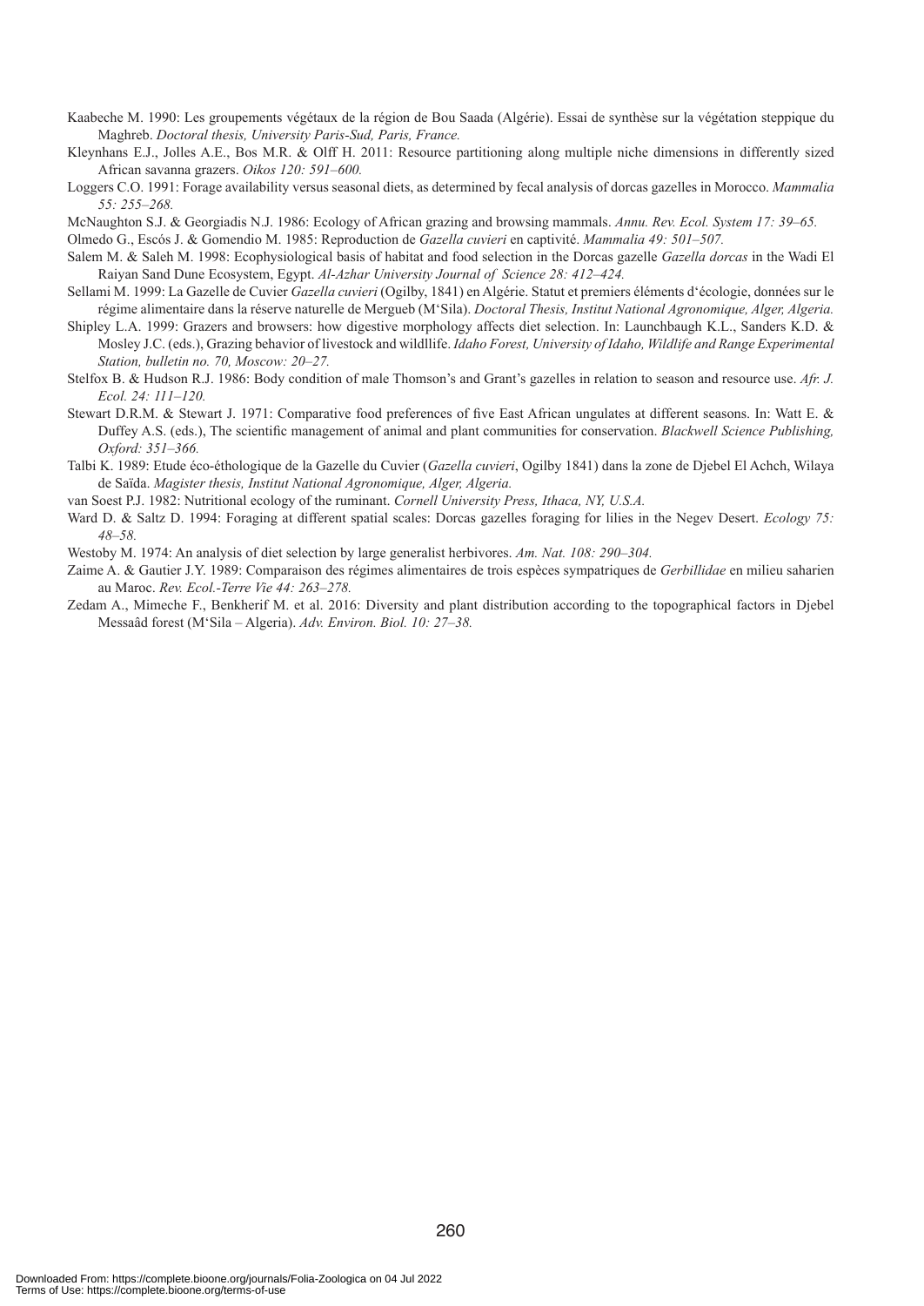Kaabeche M. 1990: Les groupements végétaux de la région de Bou Saada (Algérie). Essai de synthèse sur la végétation steppique du Maghreb. *Doctoral thesis, University Paris-Sud, Paris, France.*

Kleynhans E.J., Jolles A.E., Bos M.R. & Olff H. 2011: Resource partitioning along multiple niche dimensions in differently sized African savanna grazers. *Oikos 120: 591–600.*

Loggers C.O. 1991: Forage availability versus seasonal diets, as determined by fecal analysis of dorcas gazelles in Morocco. *Mammalia 55: 255–268.*

McNaughton S.J. & Georgiadis N.J. 1986: Ecology of African grazing and browsing mammals. *Annu. Rev. Ecol. System 17: 39–65.*

Olmedo G., Escós J. & Gomendio M. 1985: Reproduction de *Gazella cuvieri* en captivité. *Mammalia 49: 501–507.*

Salem M. & Saleh M. 1998: Ecophysiological basis of habitat and food selection in the Dorcas gazelle *Gazella dorcas* in the Wadi El Raiyan Sand Dune Ecosystem, Egypt. *Al-Azhar University Journal of Science 28: 412–424.*

Sellami M. 1999: La Gazelle de Cuvier *Gazella cuvieri* (Ogilby, 1841) en Algérie. Statut et premiers éléments d'écologie, données sur le régime alimentaire dans la réserve naturelle de Mergueb (M'Sila). *Doctoral Thesis, Institut National Agronomique, Alger, Algeria.*

Shipley L.A. 1999: Grazers and browsers: how digestive morphology affects diet selection. In: Launchbaugh K.L., Sanders K.D. & Mosley J.C. (eds.), Grazing behavior of livestock and wildllife. *Idaho Forest, University of Idaho, Wildlife and Range Experimental Station, bulletin no. 70, Moscow: 20–27.*

Stelfox B. & Hudson R.J. 1986: Body condition of male Thomson's and Grant's gazelles in relation to season and resource use. *Afr. J. Ecol. 24: 111–120.*

Stewart D.R.M. & Stewart J. 1971: Comparative food preferences of five East African ungulates at different seasons. In: Watt E. & Duffey A.S. (eds.), The scientific management of animal and plant communities for conservation. *Blackwell Science Publishing, Oxford: 351–366.*

Talbi K. 1989: Etude éco-éthologique de la Gazelle du Cuvier (*Gazella cuvieri*, Ogilby 1841) dans la zone de Djebel El Achch, Wilaya de Saïda. *Magister thesis, Institut National Agronomique, Alger, Algeria.*

van Soest P.J. 1982: Nutritional ecology of the ruminant. *Cornell University Press, Ithaca, NY, U.S.A.*

Ward D. & Saltz D. 1994: Foraging at different spatial scales: Dorcas gazelles foraging for lilies in the Negev Desert. *Ecology 75: 48–58.*

Westoby M. 1974: An analysis of diet selection by large generalist herbivores. *Am. Nat. 108: 290–304.*

Zaime A. & Gautier J.Y. 1989: Comparaison des régimes alimentaires de trois espèces sympatriques de *Gerbillidae* en milieu saharien au Maroc. *Rev. Ecol.-Terre Vie 44: 263–278.*

Zedam A., Mimeche F., Benkherif M. et al. 2016: Diversity and plant distribution according to the topographical factors in Djebel Messaâd forest (M'Sila – Algeria). *Adv. Environ. Biol. 10: 27–38.*

Downloaded From: https://complete.bioone.org/journals/Folia-Zoologica on 04 Jul 2022
Terms of Use: https://complete.bioone.org/terms-of-use